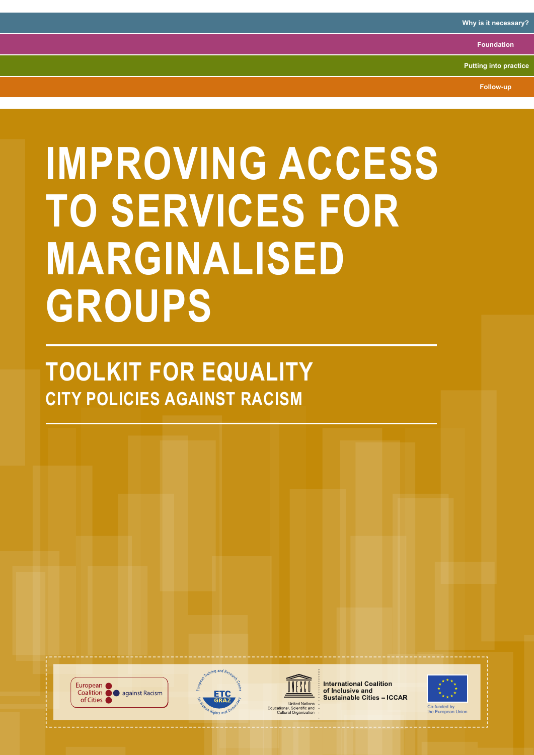Why is it necessary?

Foundation

Putting into practice

Follow-up

# IMPROVING ACCESS TO SERVICES FOR MARGINALISED GROUPS

## TOOLKIT FOR EQUALITY

### CITY POLICIES AGAINST RACISM

European Coalition of Cities against Racism

European Training and Research Centre for Human Rights and Democracy ETC GRAZ

UNESCO United Nations Educational, Scientific and Cultural Organization

International Coalition of Inclusive and Sustainable Cities – ICCAR

Co-funded by the European Union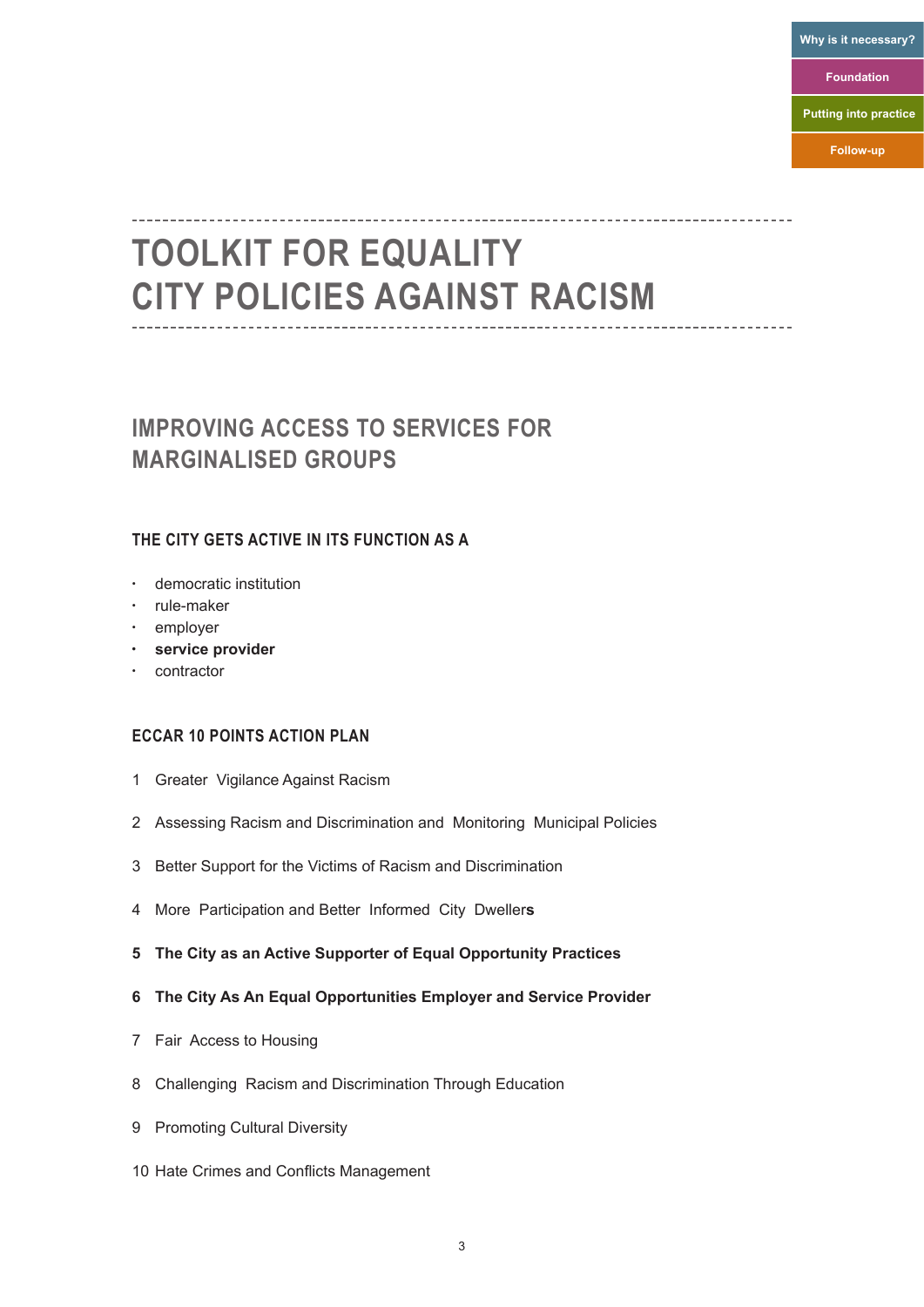Why is it necessary?

Foundation

Putting into practice

Follow-up

# TOOLKIT FOR EQUALITY CITY POLICIES AGAINST RACISM

## IMPROVING ACCESS TO SERVICES FOR MARGINALISED GROUPS

### THE CITY GETS ACTIVE IN ITS FUNCTION AS A

- democratic institution
- rule-maker
- employer
- **service provider**
- contractor

### ECCAR 10 POINTS ACTION PLAN

1 Greater Vigilance Against Racism

2 Assessing Racism and Discrimination and Monitoring Municipal Policies

3 Better Support for the Victims of Racism and Discrimination

4 More Participation and Better Informed City Dwellers

**5 The City as an Active Supporter of Equal Opportunity Practices**

**6 The City As An Equal Opportunities Employer and Service Provider**

7 Fair Access to Housing

8 Challenging Racism and Discrimination Through Education

9 Promoting Cultural Diversity

10 Hate Crimes and Conflicts Management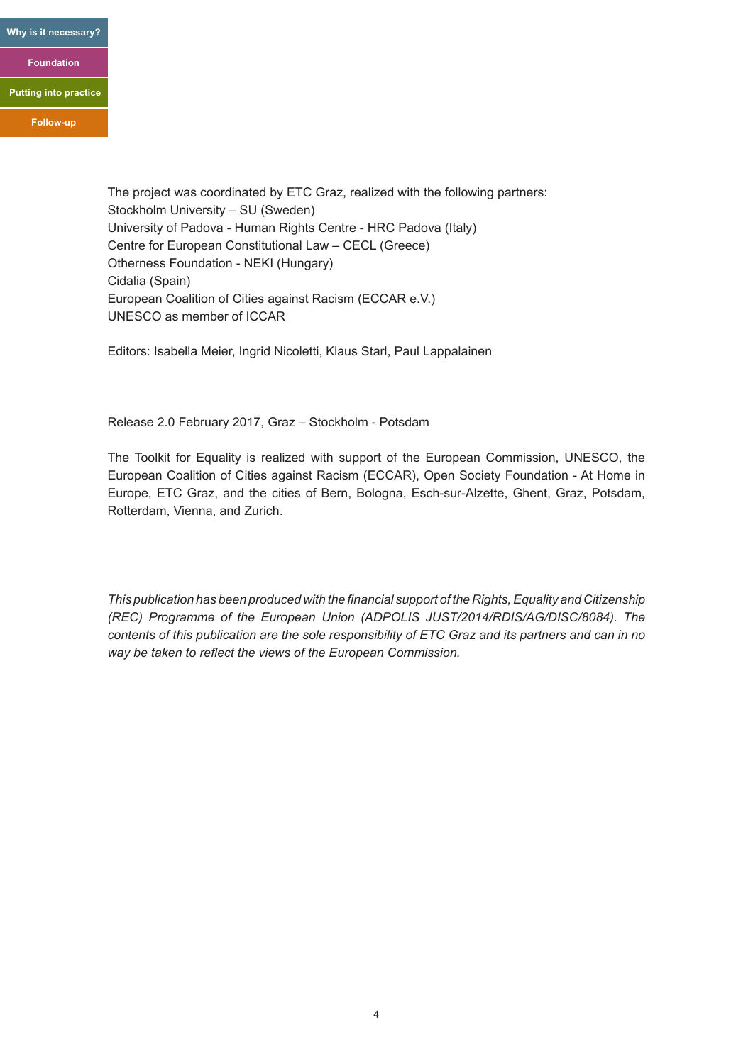The project was coordinated by ETC Graz, realized with the following partners:
Stockholm University – SU (Sweden)
University of Padova - Human Rights Centre - HRC Padova (Italy)
Centre for European Constitutional Law – CECL (Greece)
Otherness Foundation - NEKI (Hungary)
Cidalia (Spain)
European Coalition of Cities against Racism (ECCAR e.V.)
UNESCO as member of ICCAR

Editors: Isabella Meier, Ingrid Nicoletti, Klaus Starl, Paul Lappalainen

Release 2.0 February 2017, Graz – Stockholm - Potsdam

The Toolkit for Equality is realized with support of the European Commission, UNESCO, the European Coalition of Cities against Racism (ECCAR), Open Society Foundation - At Home in Europe, ETC Graz, and the cities of Bern, Bologna, Esch-sur-Alzette, Ghent, Graz, Potsdam, Rotterdam, Vienna, and Zurich.

*This publication has been produced with the financial support of the Rights, Equality and Citizenship (REC) Programme of the European Union (ADPOLIS JUST/2014/RDIS/AG/DISC/8084). The contents of this publication are the sole responsibility of ETC Graz and its partners and can in no way be taken to reflect the views of the European Commission.*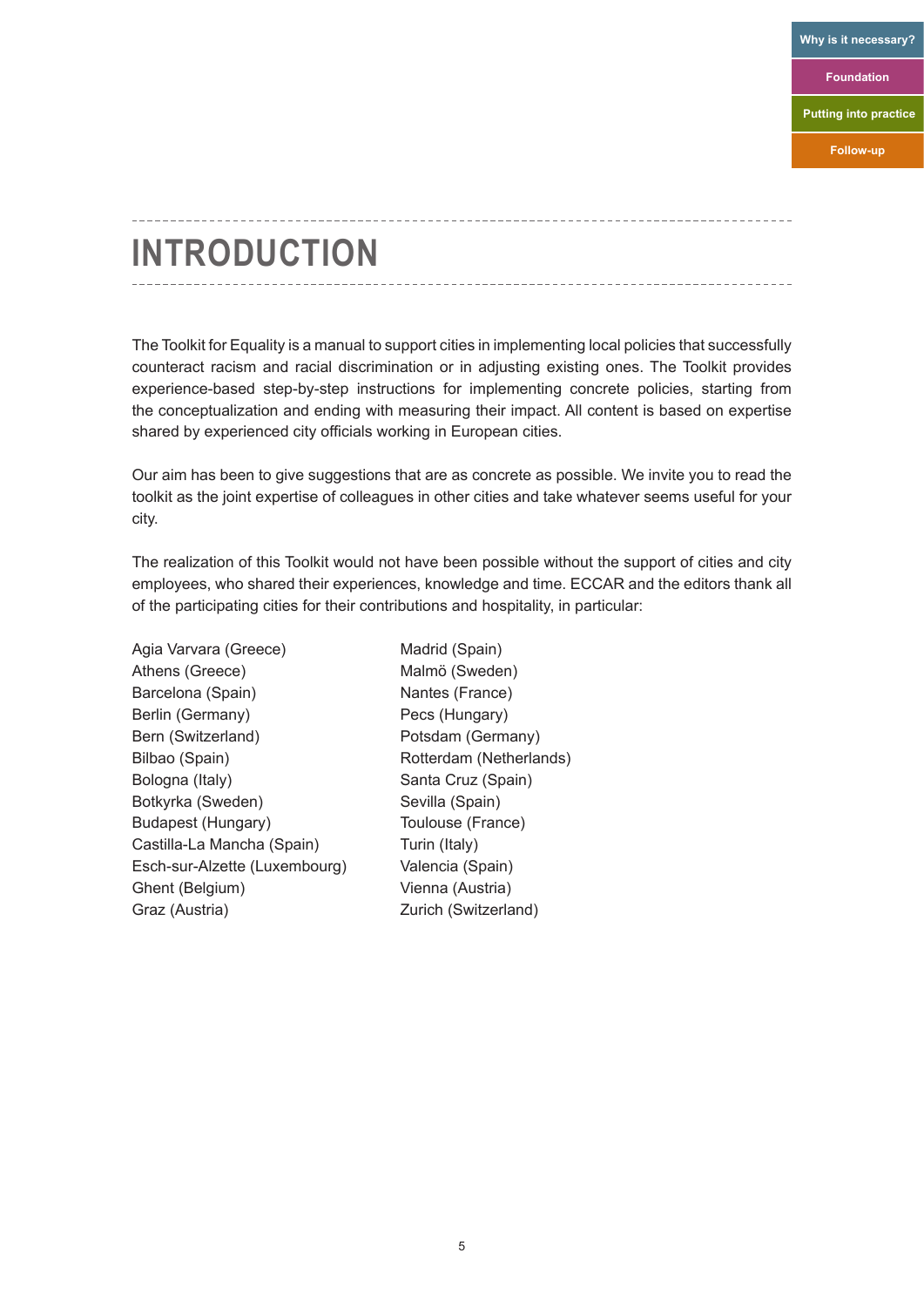# INTRODUCTION

The Toolkit for Equality is a manual to support cities in implementing local policies that successfully counteract racism and racial discrimination or in adjusting existing ones. The Toolkit provides experience-based step-by-step instructions for implementing concrete policies, starting from the conceptualization and ending with measuring their impact. All content is based on expertise shared by experienced city officials working in European cities.

Our aim has been to give suggestions that are as concrete as possible. We invite you to read the toolkit as the joint expertise of colleagues in other cities and take whatever seems useful for your city.

The realization of this Toolkit would not have been possible without the support of cities and city employees, who shared their experiences, knowledge and time. ECCAR and the editors thank all of the participating cities for their contributions and hospitality, in particular:

Agia Varvara (Greece)
Athens (Greece)
Barcelona (Spain)
Berlin (Germany)
Bern (Switzerland)
Bilbao (Spain)
Bologna (Italy)
Botkyrka (Sweden)
Budapest (Hungary)
Castilla-La Mancha (Spain)
Esch-sur-Alzette (Luxembourg)
Ghent (Belgium)
Graz (Austria)
Madrid (Spain)
Malmö (Sweden)
Nantes (France)
Pecs (Hungary)
Potsdam (Germany)
Rotterdam (Netherlands)
Santa Cruz (Spain)
Sevilla (Spain)
Toulouse (France)
Turin (Italy)
Valencia (Spain)
Vienna (Austria)
Zurich (Switzerland)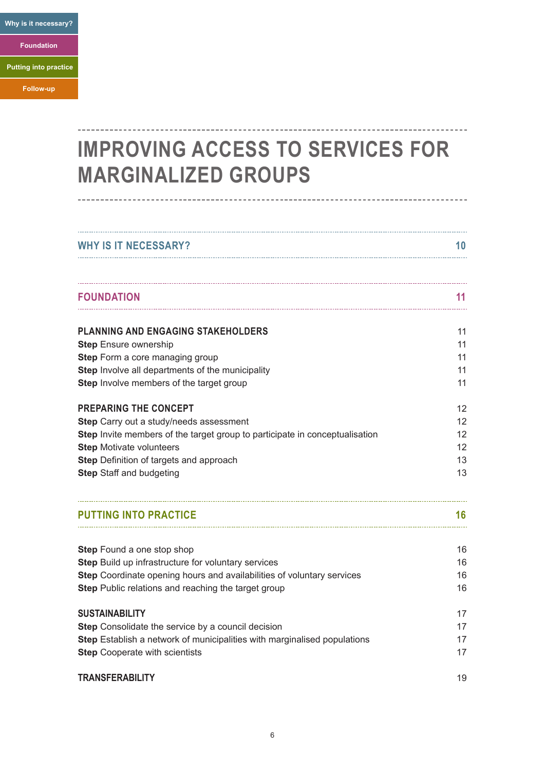# IMPROVING ACCESS TO SERVICES FOR MARGINALIZED GROUPS

## WHY IS IT NECESSARY? 10

## FOUNDATION 11

### PLANNING AND ENGAGING STAKEHOLDERS 11

**Step** Ensure ownership 11
**Step** Form a core managing group 11
**Step** Involve all departments of the municipality 11
**Step** Involve members of the target group 11

### PREPARING THE CONCEPT 12

**Step** Carry out a study/needs assessment 12
**Step** Invite members of the target group to participate in conceptualisation 12
**Step** Motivate volunteers 12
**Step** Definition of targets and approach 13
**Step** Staff and budgeting 13

## PUTTING INTO PRACTICE 16

**Step** Found a one stop shop 16
**Step** Build up infrastructure for voluntary services 16
**Step** Coordinate opening hours and availabilities of voluntary services 16
**Step** Public relations and reaching the target group 16

### SUSTAINABILITY 17

**Step** Consolidate the service by a council decision 17
**Step** Establish a network of municipalities with marginalised populations 17
**Step** Cooperate with scientists 17

### TRANSFERABILITY 19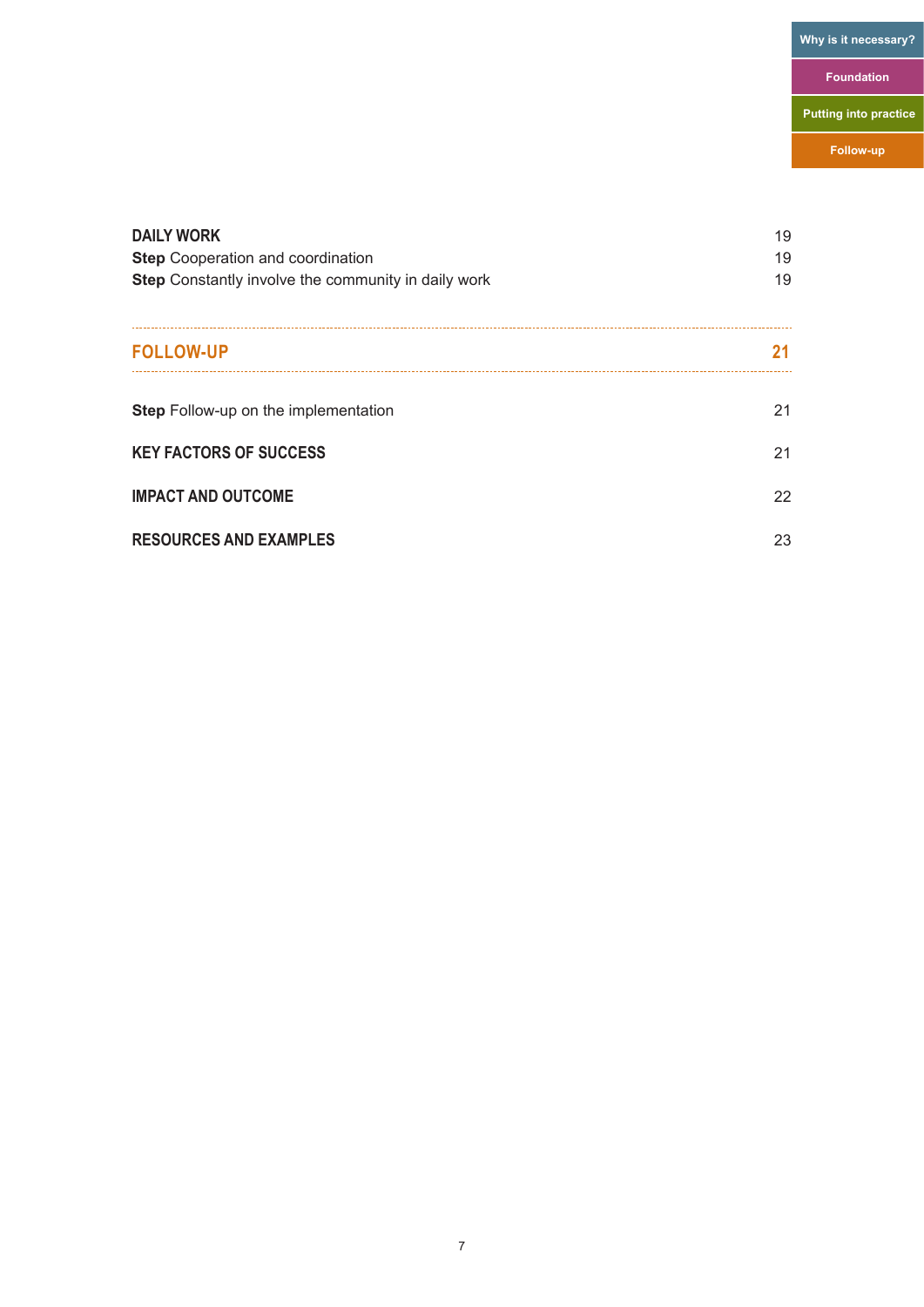| | |
|---|---|
| **DAILY WORK** | 19 |
| **Step** Cooperation and coordination | 19 |
| **Step** Constantly involve the community in daily work | 19 |
| **FOLLOW-UP** | **21** |
| **Step** Follow-up on the implementation | 21 |
| **KEY FACTORS OF SUCCESS** | 21 |
| **IMPACT AND OUTCOME** | 22 |
| **RESOURCES AND EXAMPLES** | 23 |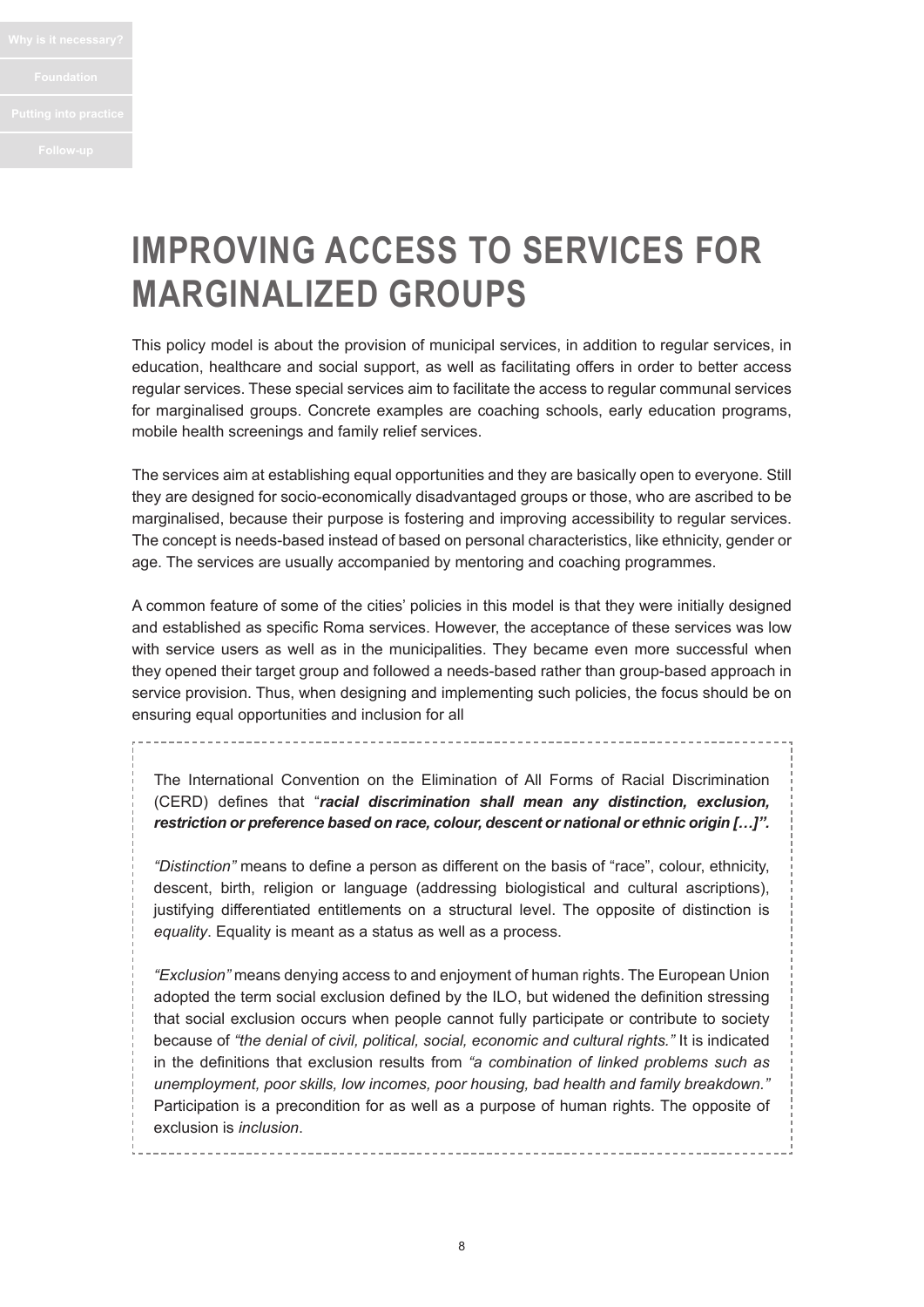# IMPROVING ACCESS TO SERVICES FOR MARGINALIZED GROUPS

This policy model is about the provision of municipal services, in addition to regular services, in education, healthcare and social support, as well as facilitating offers in order to better access regular services. These special services aim to facilitate the access to regular communal services for marginalised groups. Concrete examples are coaching schools, early education programs, mobile health screenings and family relief services.

The services aim at establishing equal opportunities and they are basically open to everyone. Still they are designed for socio-economically disadvantaged groups or those, who are ascribed to be marginalised, because their purpose is fostering and improving accessibility to regular services. The concept is needs-based instead of based on personal characteristics, like ethnicity, gender or age. The services are usually accompanied by mentoring and coaching programmes.

A common feature of some of the cities' policies in this model is that they were initially designed and established as specific Roma services. However, the acceptance of these services was low with service users as well as in the municipalities. They became even more successful when they opened their target group and followed a needs-based rather than group-based approach in service provision. Thus, when designing and implementing such policies, the focus should be on ensuring equal opportunities and inclusion for all

The International Convention on the Elimination of All Forms of Racial Discrimination (CERD) defines that "***racial discrimination shall mean any distinction, exclusion, restriction or preference based on race, colour, descent or national or ethnic origin […]".***

*"Distinction"* means to define a person as different on the basis of "race", colour, ethnicity, descent, birth, religion or language (addressing biologistical and cultural ascriptions), justifying differentiated entitlements on a structural level. The opposite of distinction is *equality*. Equality is meant as a status as well as a process.

*"Exclusion"* means denying access to and enjoyment of human rights. The European Union adopted the term social exclusion defined by the ILO, but widened the definition stressing that social exclusion occurs when people cannot fully participate or contribute to society because of *"the denial of civil, political, social, economic and cultural rights."* It is indicated in the definitions that exclusion results from *"a combination of linked problems such as unemployment, poor skills, low incomes, poor housing, bad health and family breakdown."* Participation is a precondition for as well as a purpose of human rights. The opposite of exclusion is *inclusion*.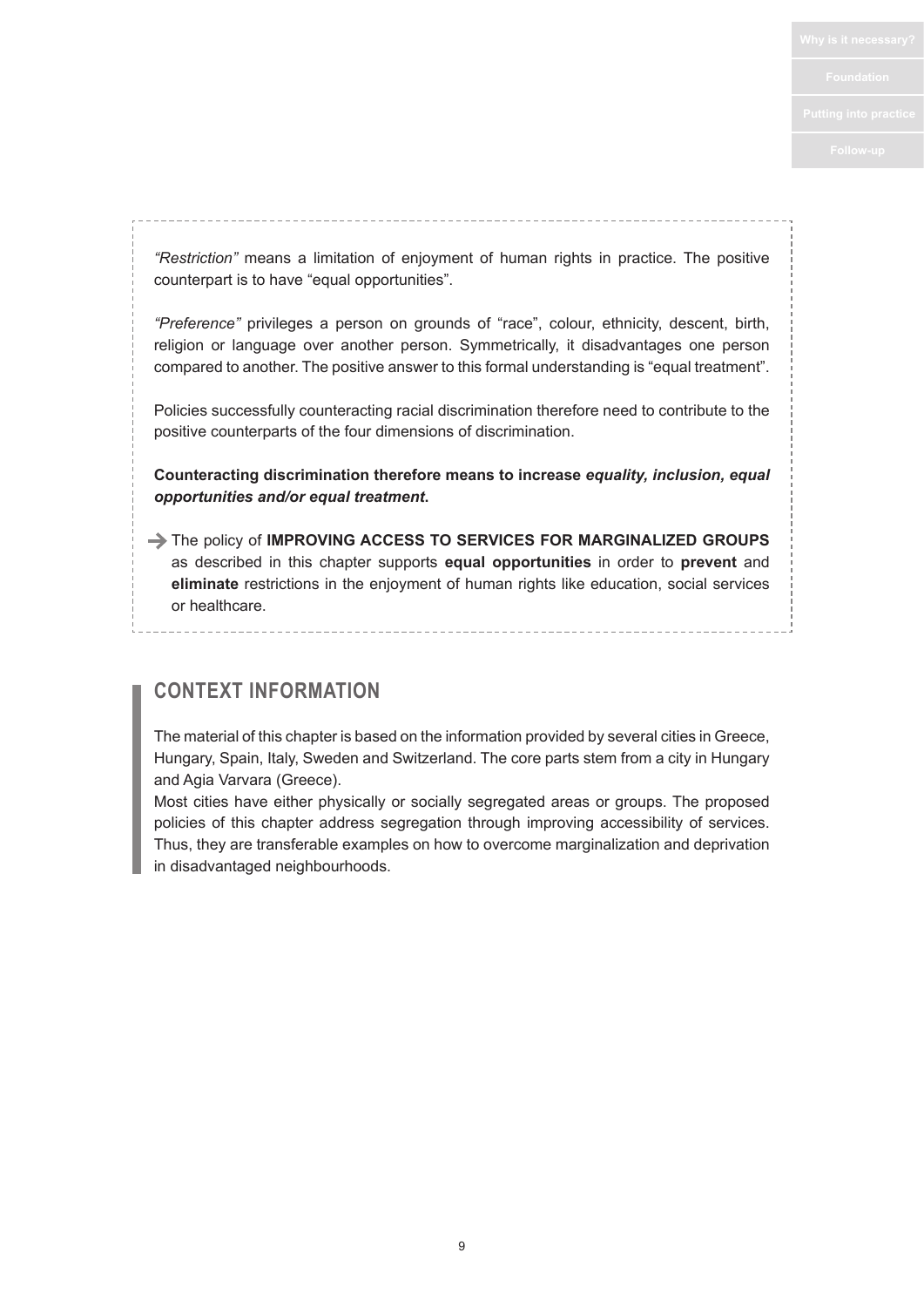*"Restriction"* means a limitation of enjoyment of human rights in practice. The positive counterpart is to have "equal opportunities".

*"Preference"* privileges a person on grounds of "race", colour, ethnicity, descent, birth, religion or language over another person. Symmetrically, it disadvantages one person compared to another. The positive answer to this formal understanding is "equal treatment".

Policies successfully counteracting racial discrimination therefore need to contribute to the positive counterparts of the four dimensions of discrimination.

**Counteracting discrimination therefore means to increase *equality, inclusion, equal opportunities and/or equal treatment.***

→ The policy of **IMPROVING ACCESS TO SERVICES FOR MARGINALIZED GROUPS** as described in this chapter supports **equal opportunities** in order to **prevent** and **eliminate** restrictions in the enjoyment of human rights like education, social services or healthcare.

## CONTEXT INFORMATION

The material of this chapter is based on the information provided by several cities in Greece, Hungary, Spain, Italy, Sweden and Switzerland. The core parts stem from a city in Hungary and Agia Varvara (Greece).

Most cities have either physically or socially segregated areas or groups. The proposed policies of this chapter address segregation through improving accessibility of services. Thus, they are transferable examples on how to overcome marginalization and deprivation in disadvantaged neighbourhoods.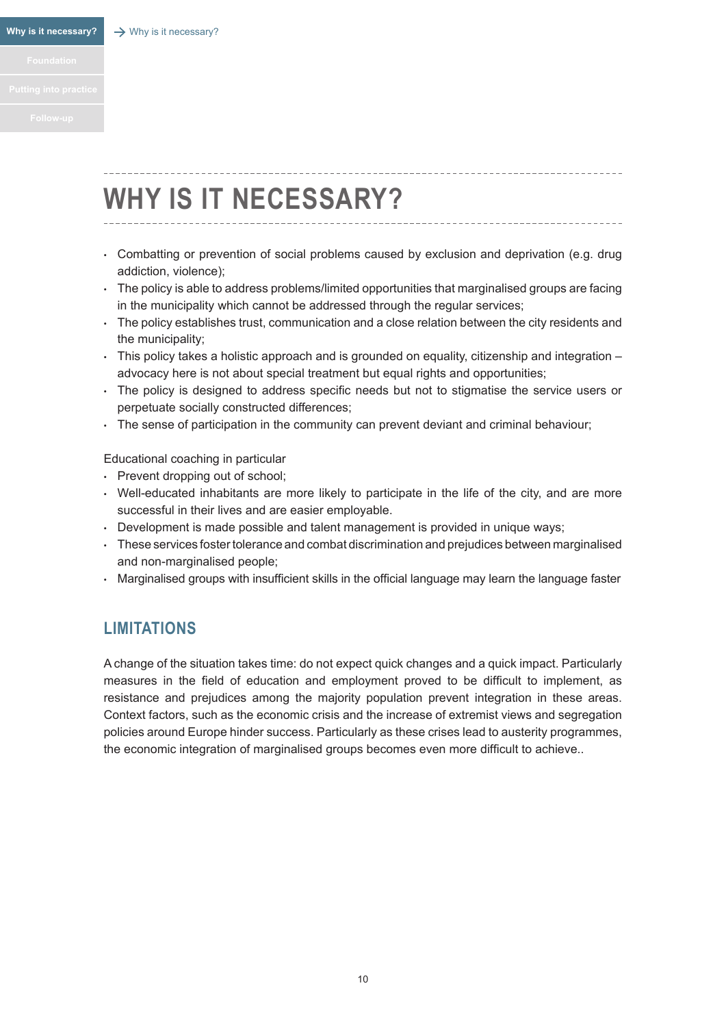# WHY IS IT NECESSARY?

- Combatting or prevention of social problems caused by exclusion and deprivation (e.g. drug addiction, violence);
- The policy is able to address problems/limited opportunities that marginalised groups are facing in the municipality which cannot be addressed through the regular services;
- The policy establishes trust, communication and a close relation between the city residents and the municipality;
- This policy takes a holistic approach and is grounded on equality, citizenship and integration – advocacy here is not about special treatment but equal rights and opportunities;
- The policy is designed to address specific needs but not to stigmatise the service users or perpetuate socially constructed differences;
- The sense of participation in the community can prevent deviant and criminal behaviour;

Educational coaching in particular

- Prevent dropping out of school;
- Well-educated inhabitants are more likely to participate in the life of the city, and are more successful in their lives and are easier employable.
- Development is made possible and talent management is provided in unique ways;
- These services foster tolerance and combat discrimination and prejudices between marginalised and non-marginalised people;
- Marginalised groups with insufficient skills in the official language may learn the language faster

## LIMITATIONS

A change of the situation takes time: do not expect quick changes and a quick impact. Particularly measures in the field of education and employment proved to be difficult to implement, as resistance and prejudices among the majority population prevent integration in these areas. Context factors, such as the economic crisis and the increase of extremist views and segregation policies around Europe hinder success. Particularly as these crises lead to austerity programmes, the economic integration of marginalised groups becomes even more difficult to achieve..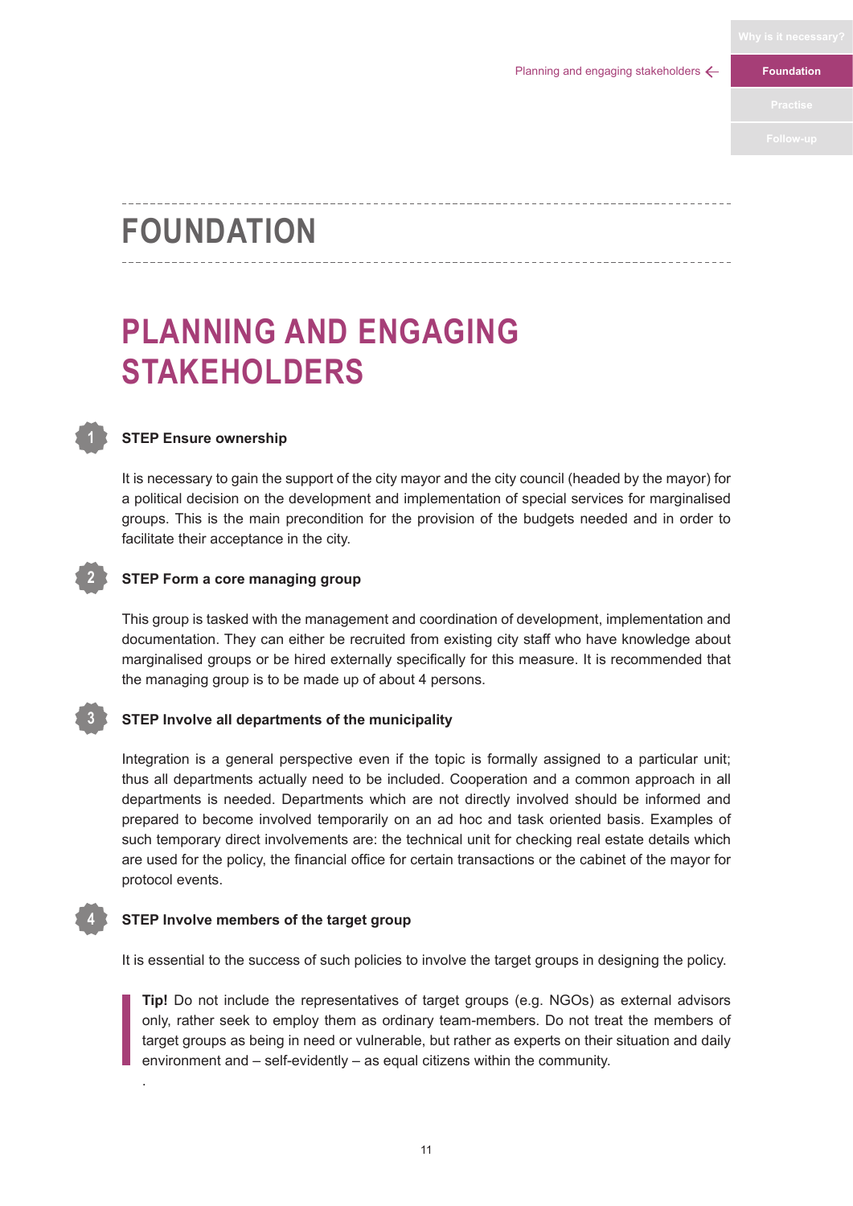# FOUNDATION

## PLANNING AND ENGAGING STAKEHOLDERS

### 1 STEP Ensure ownership

It is necessary to gain the support of the city mayor and the city council (headed by the mayor) for a political decision on the development and implementation of special services for marginalised groups. This is the main precondition for the provision of the budgets needed and in order to facilitate their acceptance in the city.

### 2 STEP Form a core managing group

This group is tasked with the management and coordination of development, implementation and documentation. They can either be recruited from existing city staff who have knowledge about marginalised groups or be hired externally specifically for this measure. It is recommended that the managing group is to be made up of about 4 persons.

### 3 STEP Involve all departments of the municipality

Integration is a general perspective even if the topic is formally assigned to a particular unit; thus all departments actually need to be included. Cooperation and a common approach in all departments is needed. Departments which are not directly involved should be informed and prepared to become involved temporarily on an ad hoc and task oriented basis. Examples of such temporary direct involvements are: the technical unit for checking real estate details which are used for the policy, the financial office for certain transactions or the cabinet of the mayor for protocol events.

### 4 STEP Involve members of the target group

It is essential to the success of such policies to involve the target groups in designing the policy.

> **Tip!** Do not include the representatives of target groups (e.g. NGOs) as external advisors only, rather seek to employ them as ordinary team-members. Do not treat the members of target groups as being in need or vulnerable, but rather as experts on their situation and daily environment and – self-evidently – as equal citizens within the community.

.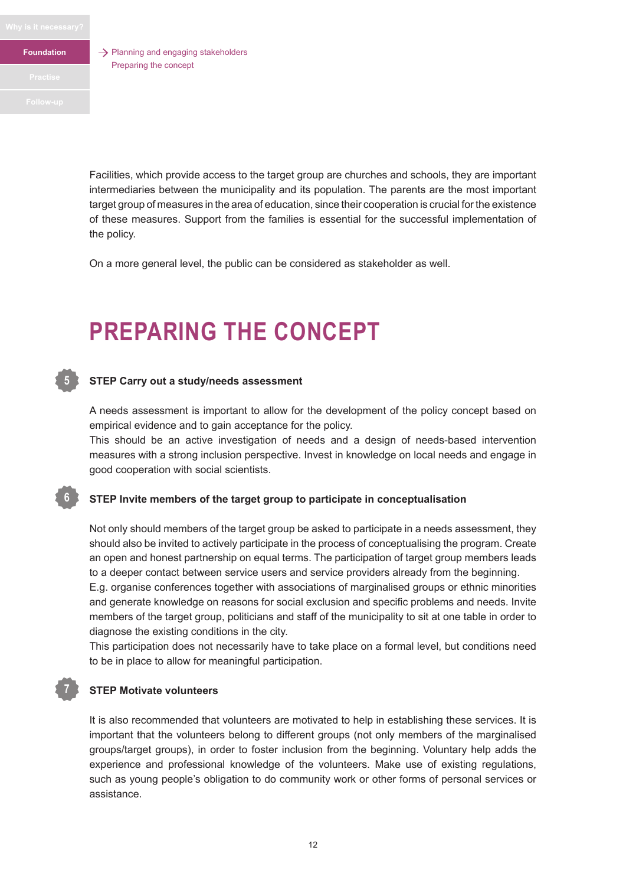Facilities, which provide access to the target group are churches and schools, they are important intermediaries between the municipality and its population. The parents are the most important target group of measures in the area of education, since their cooperation is crucial for the existence of these measures. Support from the families is essential for the successful implementation of the policy.

On a more general level, the public can be considered as stakeholder as well.

# PREPARING THE CONCEPT

### 5 STEP Carry out a study/needs assessment

A needs assessment is important to allow for the development of the policy concept based on empirical evidence and to gain acceptance for the policy.
This should be an active investigation of needs and a design of needs-based intervention measures with a strong inclusion perspective. Invest in knowledge on local needs and engage in good cooperation with social scientists.

### 6 STEP Invite members of the target group to participate in conceptualisation

Not only should members of the target group be asked to participate in a needs assessment, they should also be invited to actively participate in the process of conceptualising the program. Create an open and honest partnership on equal terms. The participation of target group members leads to a deeper contact between service users and service providers already from the beginning.
E.g. organise conferences together with associations of marginalised groups or ethnic minorities and generate knowledge on reasons for social exclusion and specific problems and needs. Invite members of the target group, politicians and staff of the municipality to sit at one table in order to diagnose the existing conditions in the city.
This participation does not necessarily have to take place on a formal level, but conditions need to be in place to allow for meaningful participation.

### 7 STEP Motivate volunteers

It is also recommended that volunteers are motivated to help in establishing these services. It is important that the volunteers belong to different groups (not only members of the marginalised groups/target groups), in order to foster inclusion from the beginning. Voluntary help adds the experience and professional knowledge of the volunteers. Make use of existing regulations, such as young people's obligation to do community work or other forms of personal services or assistance.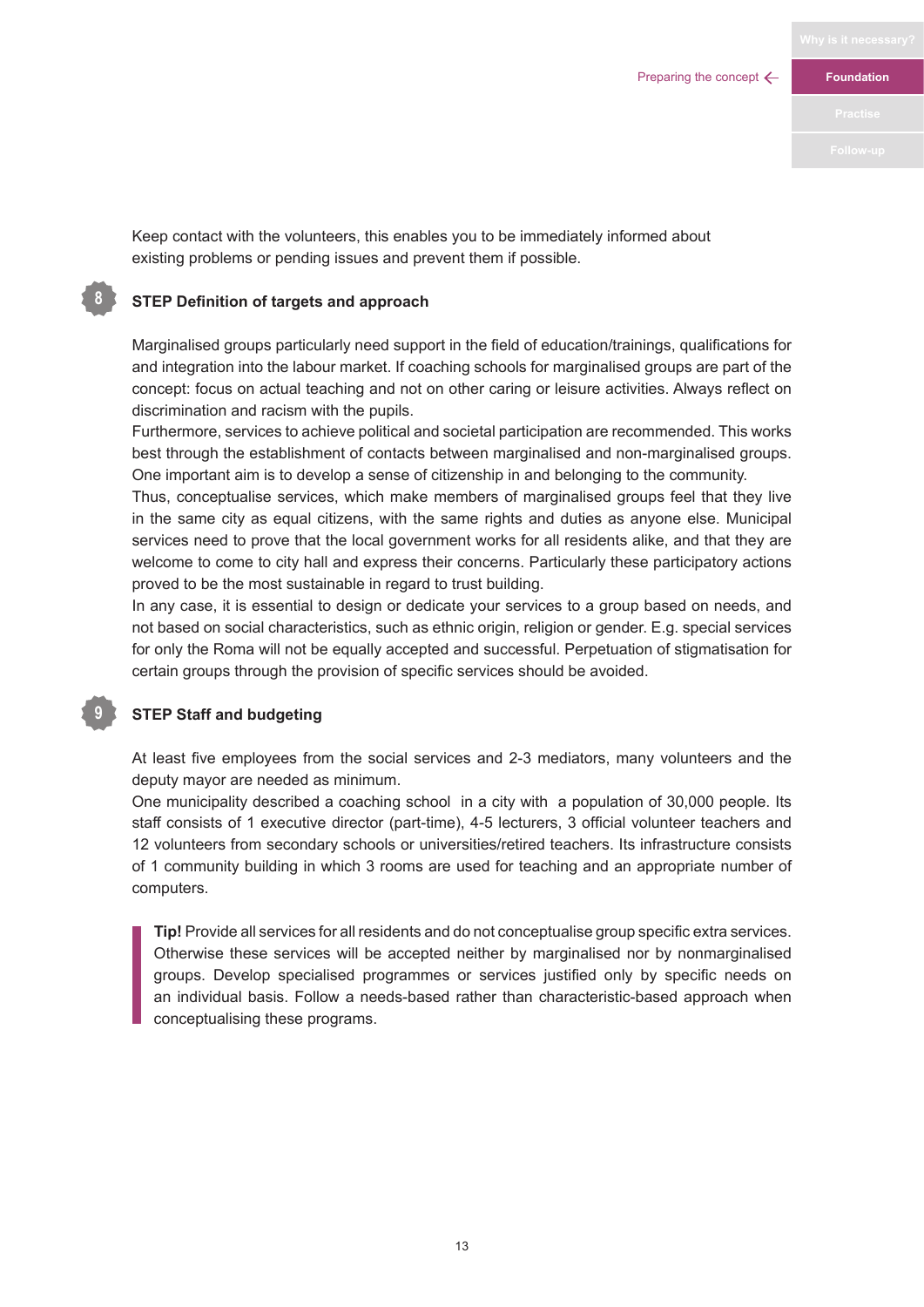Keep contact with the volunteers, this enables you to be immediately informed about existing problems or pending issues and prevent them if possible.

## 8 STEP Definition of targets and approach

Marginalised groups particularly need support in the field of education/trainings, qualifications for and integration into the labour market. If coaching schools for marginalised groups are part of the concept: focus on actual teaching and not on other caring or leisure activities. Always reflect on discrimination and racism with the pupils.

Furthermore, services to achieve political and societal participation are recommended. This works best through the establishment of contacts between marginalised and non-marginalised groups. One important aim is to develop a sense of citizenship in and belonging to the community.

Thus, conceptualise services, which make members of marginalised groups feel that they live in the same city as equal citizens, with the same rights and duties as anyone else. Municipal services need to prove that the local government works for all residents alike, and that they are welcome to come to city hall and express their concerns. Particularly these participatory actions proved to be the most sustainable in regard to trust building.

In any case, it is essential to design or dedicate your services to a group based on needs, and not based on social characteristics, such as ethnic origin, religion or gender. E.g. special services for only the Roma will not be equally accepted and successful. Perpetuation of stigmatisation for certain groups through the provision of specific services should be avoided.

## 9 STEP Staff and budgeting

At least five employees from the social services and 2-3 mediators, many volunteers and the deputy mayor are needed as minimum.

One municipality described a coaching school in a city with a population of 30,000 people. Its staff consists of 1 executive director (part-time), 4-5 lecturers, 3 official volunteer teachers and 12 volunteers from secondary schools or universities/retired teachers. Its infrastructure consists of 1 community building in which 3 rooms are used for teaching and an appropriate number of computers.

> **Tip!** Provide all services for all residents and do not conceptualise group specific extra services. Otherwise these services will be accepted neither by marginalised nor by nonmarginalised groups. Develop specialised programmes or services justified only by specific needs on an individual basis. Follow a needs-based rather than characteristic-based approach when conceptualising these programs.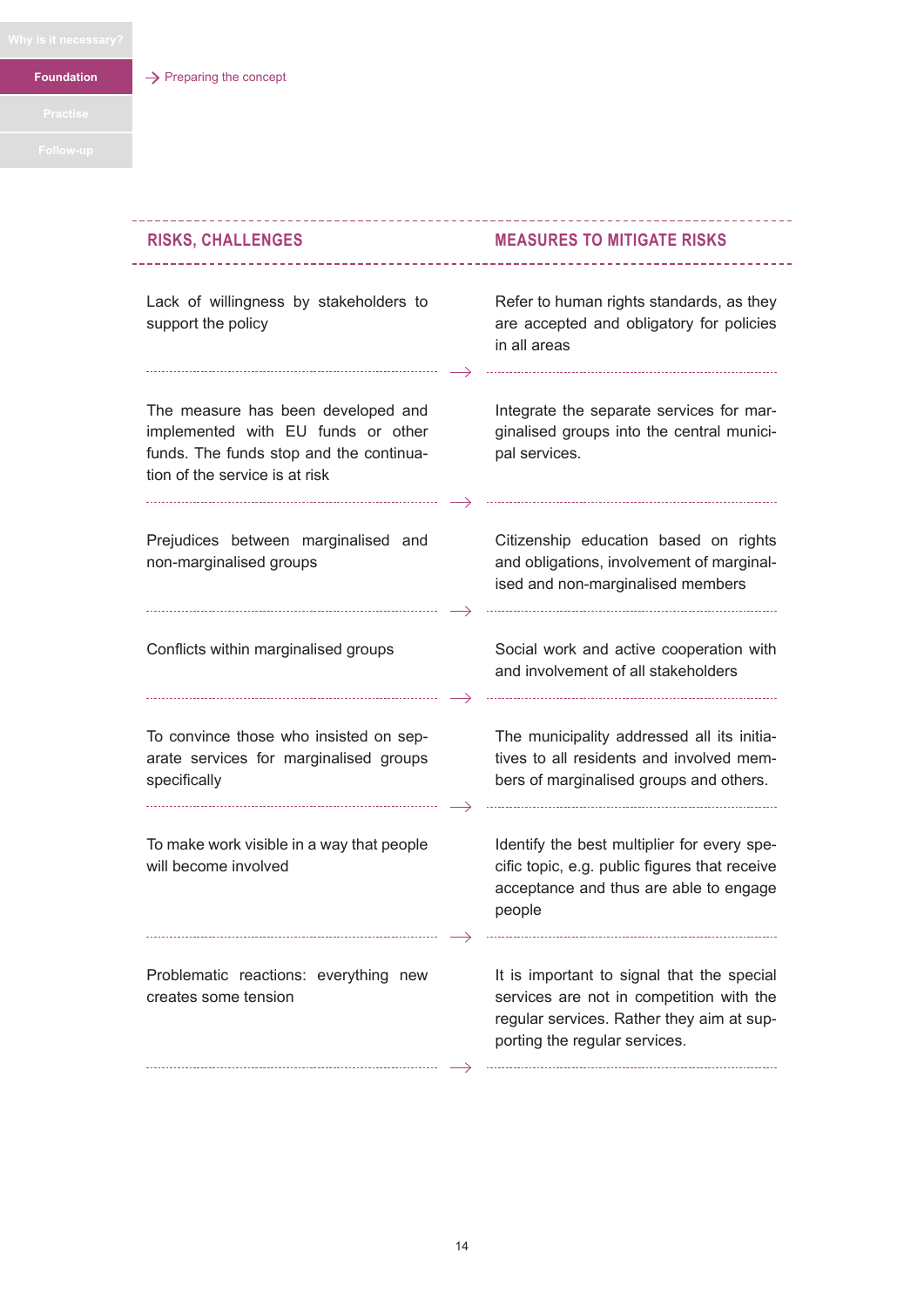| RISKS, CHALLENGES | MEASURES TO MITIGATE RISKS |
| --- | --- |
| Lack of willingness by stakeholders to support the policy | Refer to human rights standards, as they are accepted and obligatory for policies in all areas |
| The measure has been developed and implemented with EU funds or other funds. The funds stop and the continuation of the service is at risk | Integrate the separate services for marginalised groups into the central municipal services. |
| Prejudices between marginalised and non-marginalised groups | Citizenship education based on rights and obligations, involvement of marginalised and non-marginalised members |
| Conflicts within marginalised groups | Social work and active cooperation with and involvement of all stakeholders |
| To convince those who insisted on separate services for marginalised groups specifically | The municipality addressed all its initiatives to all residents and involved members of marginalised groups and others. |
| To make work visible in a way that people will become involved | Identify the best multiplier for every specific topic, e.g. public figures that receive acceptance and thus are able to engage people |
| Problematic reactions: everything new creates some tension | It is important to signal that the special services are not in competition with the regular services. Rather they aim at supporting the regular services. |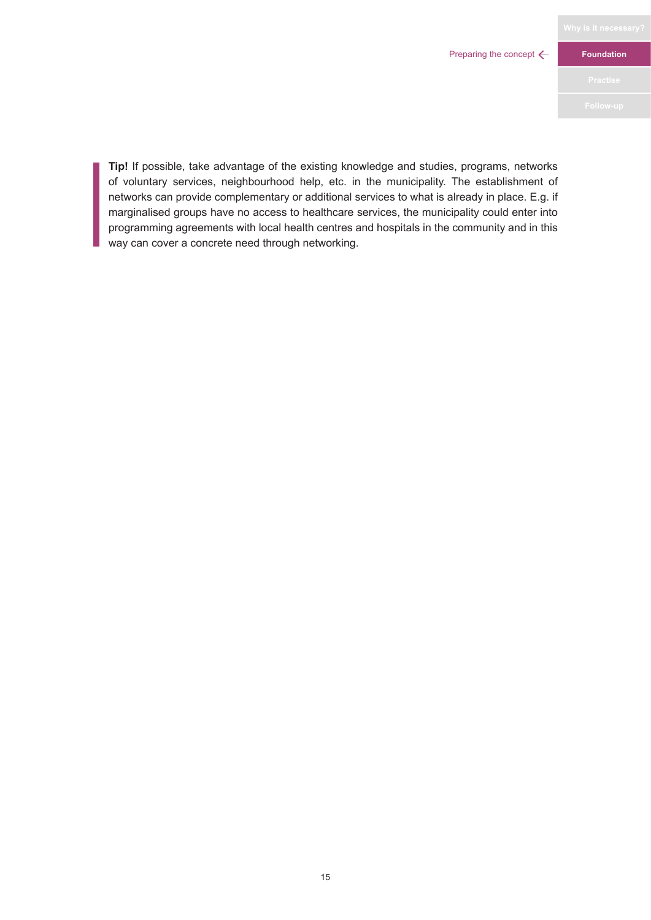**Tip!** If possible, take advantage of the existing knowledge and studies, programs, networks of voluntary services, neighbourhood help, etc. in the municipality. The establishment of networks can provide complementary or additional services to what is already in place. E.g. if marginalised groups have no access to healthcare services, the municipality could enter into programming agreements with local health centres and hospitals in the community and in this way can cover a concrete need through networking.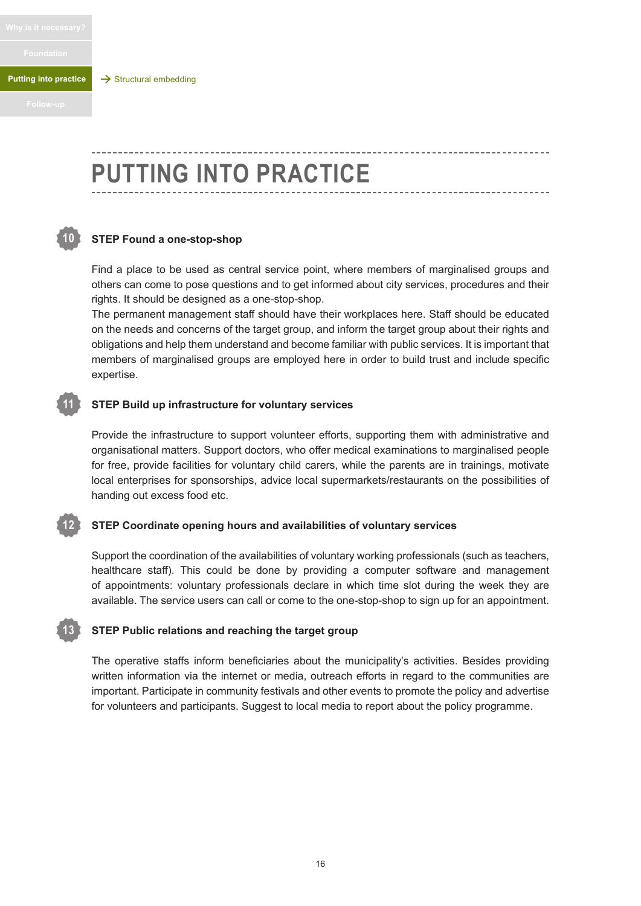# PUTTING INTO PRACTICE

### 10 STEP Found a one-stop-shop

Find a place to be used as central service point, where members of marginalised groups and others can come to pose questions and to get informed about city services, procedures and their rights. It should be designed as a one-stop-shop.

The permanent management staff should have their workplaces here. Staff should be educated on the needs and concerns of the target group, and inform the target group about their rights and obligations and help them understand and become familiar with public services. It is important that members of marginalised groups are employed here in order to build trust and include specific expertise.

### 11 STEP Build up infrastructure for voluntary services

Provide the infrastructure to support volunteer efforts, supporting them with administrative and organisational matters. Support doctors, who offer medical examinations to marginalised people for free, provide facilities for voluntary child carers, while the parents are in trainings, motivate local enterprises for sponsorships, advice local supermarkets/restaurants on the possibilities of handing out excess food etc.

### 12 STEP Coordinate opening hours and availabilities of voluntary services

Support the coordination of the availabilities of voluntary working professionals (such as teachers, healthcare staff). This could be done by providing a computer software and management of appointments: voluntary professionals declare in which time slot during the week they are available. The service users can call or come to the one-stop-shop to sign up for an appointment.

### 13 STEP Public relations and reaching the target group

The operative staffs inform beneficiaries about the municipality's activities. Besides providing written information via the internet or media, outreach efforts in regard to the communities are important. Participate in community festivals and other events to promote the policy and advertise for volunteers and participants. Suggest to local media to report about the policy programme.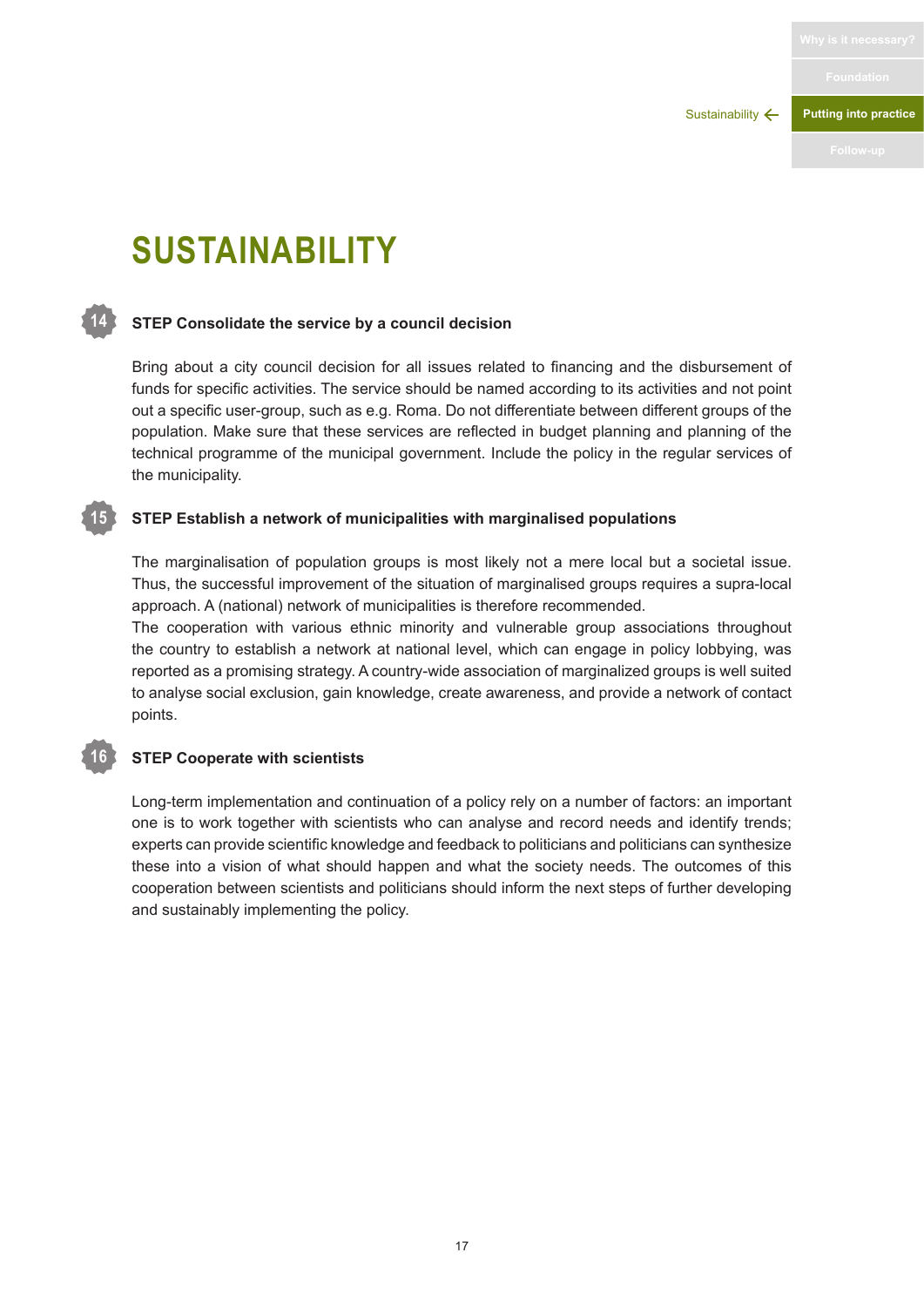# SUSTAINABILITY

### 14 STEP Consolidate the service by a council decision

Bring about a city council decision for all issues related to financing and the disbursement of funds for specific activities. The service should be named according to its activities and not point out a specific user-group, such as e.g. Roma. Do not differentiate between different groups of the population. Make sure that these services are reflected in budget planning and planning of the technical programme of the municipal government. Include the policy in the regular services of the municipality.

### 15 STEP Establish a network of municipalities with marginalised populations

The marginalisation of population groups is most likely not a mere local but a societal issue. Thus, the successful improvement of the situation of marginalised groups requires a supra-local approach. A (national) network of municipalities is therefore recommended.

The cooperation with various ethnic minority and vulnerable group associations throughout the country to establish a network at national level, which can engage in policy lobbying, was reported as a promising strategy. A country-wide association of marginalized groups is well suited to analyse social exclusion, gain knowledge, create awareness, and provide a network of contact points.

### 16 STEP Cooperate with scientists

Long-term implementation and continuation of a policy rely on a number of factors: an important one is to work together with scientists who can analyse and record needs and identify trends; experts can provide scientific knowledge and feedback to politicians and politicians can synthesize these into a vision of what should happen and what the society needs. The outcomes of this cooperation between scientists and politicians should inform the next steps of further developing and sustainably implementing the policy.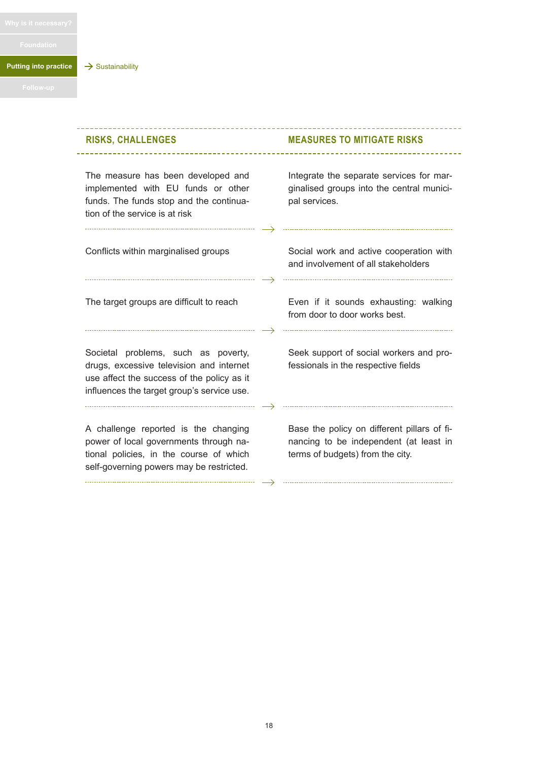| RISKS, CHALLENGES | MEASURES TO MITIGATE RISKS |
| --- | --- |
| The measure has been developed and implemented with EU funds or other funds. The funds stop and the continuation of the service is at risk | Integrate the separate services for marginalised groups into the central municipal services. |
| Conflicts within marginalised groups | Social work and active cooperation with and involvement of all stakeholders |
| The target groups are difficult to reach | Even if it sounds exhausting: walking from door to door works best. |
| Societal problems, such as poverty, drugs, excessive television and internet use affect the success of the policy as it influences the target group's service use. | Seek support of social workers and professionals in the respective fields |
| A challenge reported is the changing power of local governments through national policies, in the course of which self-governing powers may be restricted. | Base the policy on different pillars of financing to be independent (at least in terms of budgets) from the city. |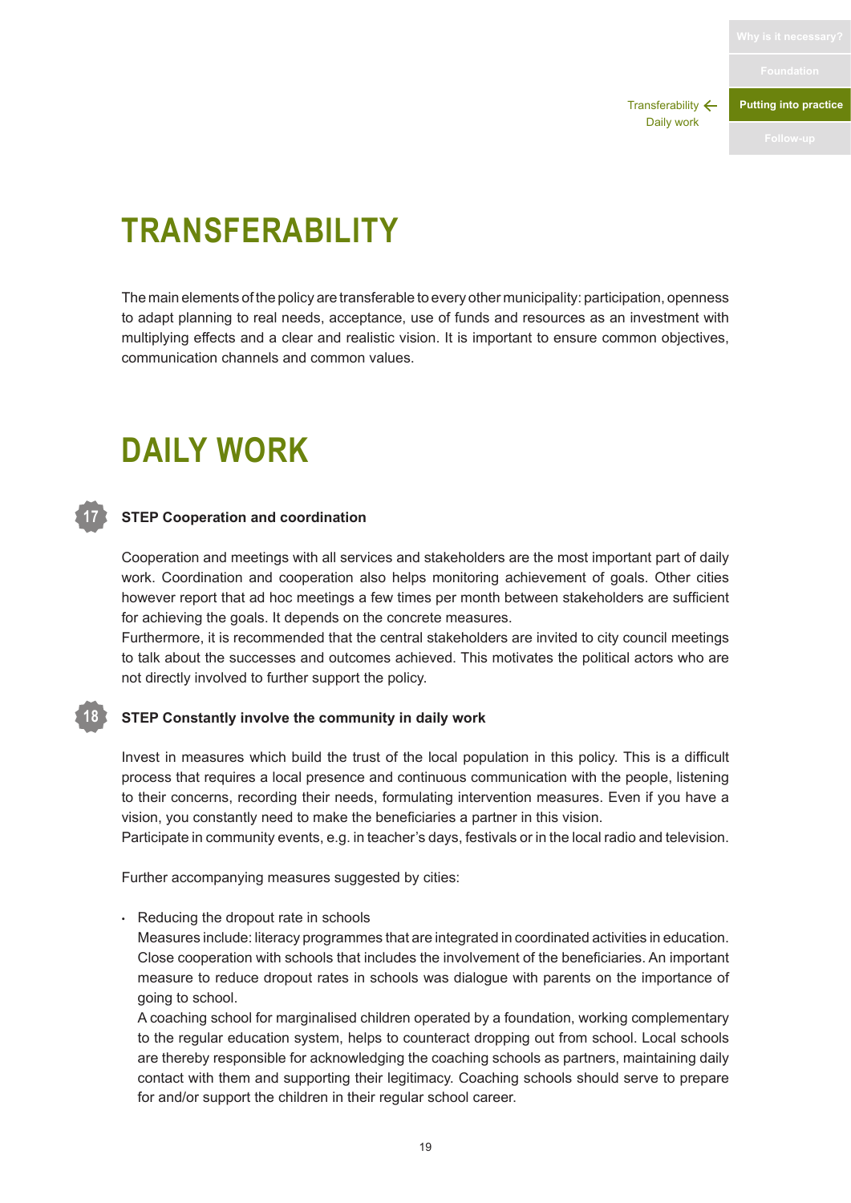# TRANSFERABILITY

The main elements of the policy are transferable to every other municipality: participation, openness to adapt planning to real needs, acceptance, use of funds and resources as an investment with multiplying effects and a clear and realistic vision. It is important to ensure common objectives, communication channels and common values.

# DAILY WORK

### 17 STEP Cooperation and coordination

Cooperation and meetings with all services and stakeholders are the most important part of daily work. Coordination and cooperation also helps monitoring achievement of goals. Other cities however report that ad hoc meetings a few times per month between stakeholders are sufficient for achieving the goals. It depends on the concrete measures.

Furthermore, it is recommended that the central stakeholders are invited to city council meetings to talk about the successes and outcomes achieved. This motivates the political actors who are not directly involved to further support the policy.

### 18 STEP Constantly involve the community in daily work

Invest in measures which build the trust of the local population in this policy. This is a difficult process that requires a local presence and continuous communication with the people, listening to their concerns, recording their needs, formulating intervention measures. Even if you have a vision, you constantly need to make the beneficiaries a partner in this vision.

Participate in community events, e.g. in teacher's days, festivals or in the local radio and television.

Further accompanying measures suggested by cities:

- Reducing the dropout rate in schools

  Measures include: literacy programmes that are integrated in coordinated activities in education. Close cooperation with schools that includes the involvement of the beneficiaries. An important measure to reduce dropout rates in schools was dialogue with parents on the importance of going to school.

  A coaching school for marginalised children operated by a foundation, working complementary to the regular education system, helps to counteract dropping out from school. Local schools are thereby responsible for acknowledging the coaching schools as partners, maintaining daily contact with them and supporting their legitimacy. Coaching schools should serve to prepare for and/or support the children in their regular school career.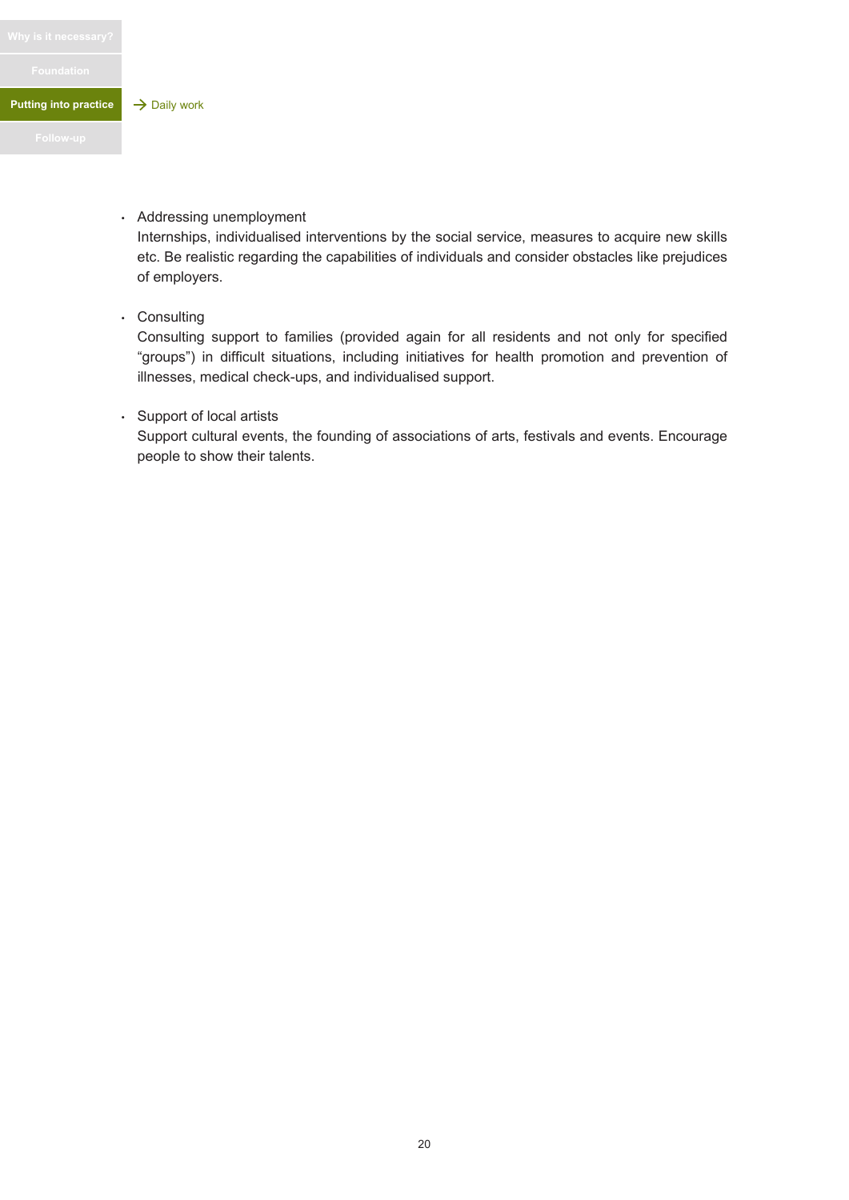- Addressing unemployment
  Internships, individualised interventions by the social service, measures to acquire new skills etc. Be realistic regarding the capabilities of individuals and consider obstacles like prejudices of employers.

- Consulting
  Consulting support to families (provided again for all residents and not only for specified “groups”) in difficult situations, including initiatives for health promotion and prevention of illnesses, medical check-ups, and individualised support.

- Support of local artists
  Support cultural events, the founding of associations of arts, festivals and events. Encourage people to show their talents.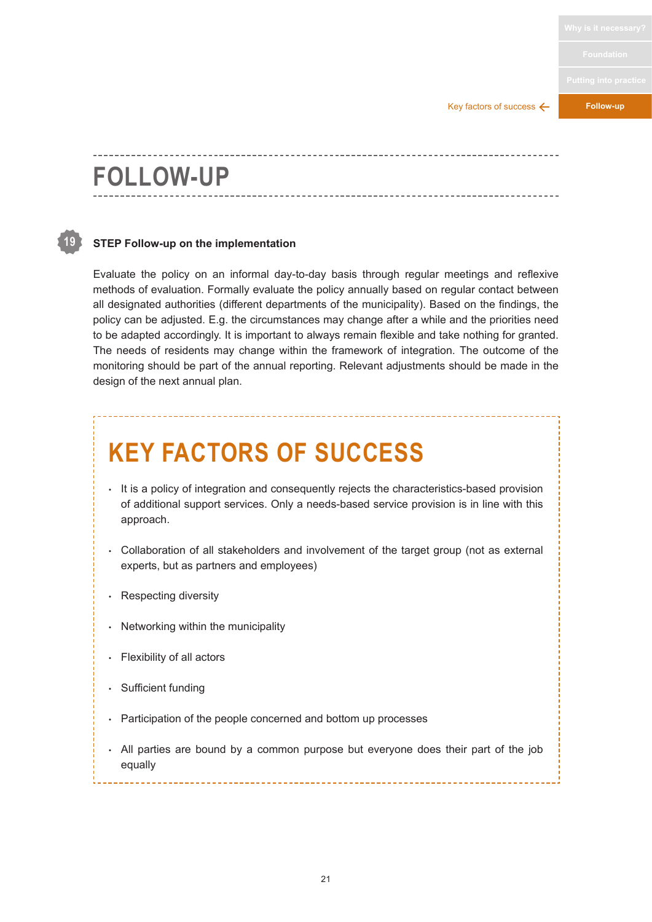# FOLLOW-UP

**19** **STEP Follow-up on the implementation**

Evaluate the policy on an informal day-to-day basis through regular meetings and reflexive methods of evaluation. Formally evaluate the policy annually based on regular contact between all designated authorities (different departments of the municipality). Based on the findings, the policy can be adjusted. E.g. the circumstances may change after a while and the priorities need to be adapted accordingly. It is important to always remain flexible and take nothing for granted. The needs of residents may change within the framework of integration. The outcome of the monitoring should be part of the annual reporting. Relevant adjustments should be made in the design of the next annual plan.

## KEY FACTORS OF SUCCESS

- It is a policy of integration and consequently rejects the characteristics-based provision of additional support services. Only a needs-based service provision is in line with this approach.
- Collaboration of all stakeholders and involvement of the target group (not as external experts, but as partners and employees)
- Respecting diversity
- Networking within the municipality
- Flexibility of all actors
- Sufficient funding
- Participation of the people concerned and bottom up processes
- All parties are bound by a common purpose but everyone does their part of the job equally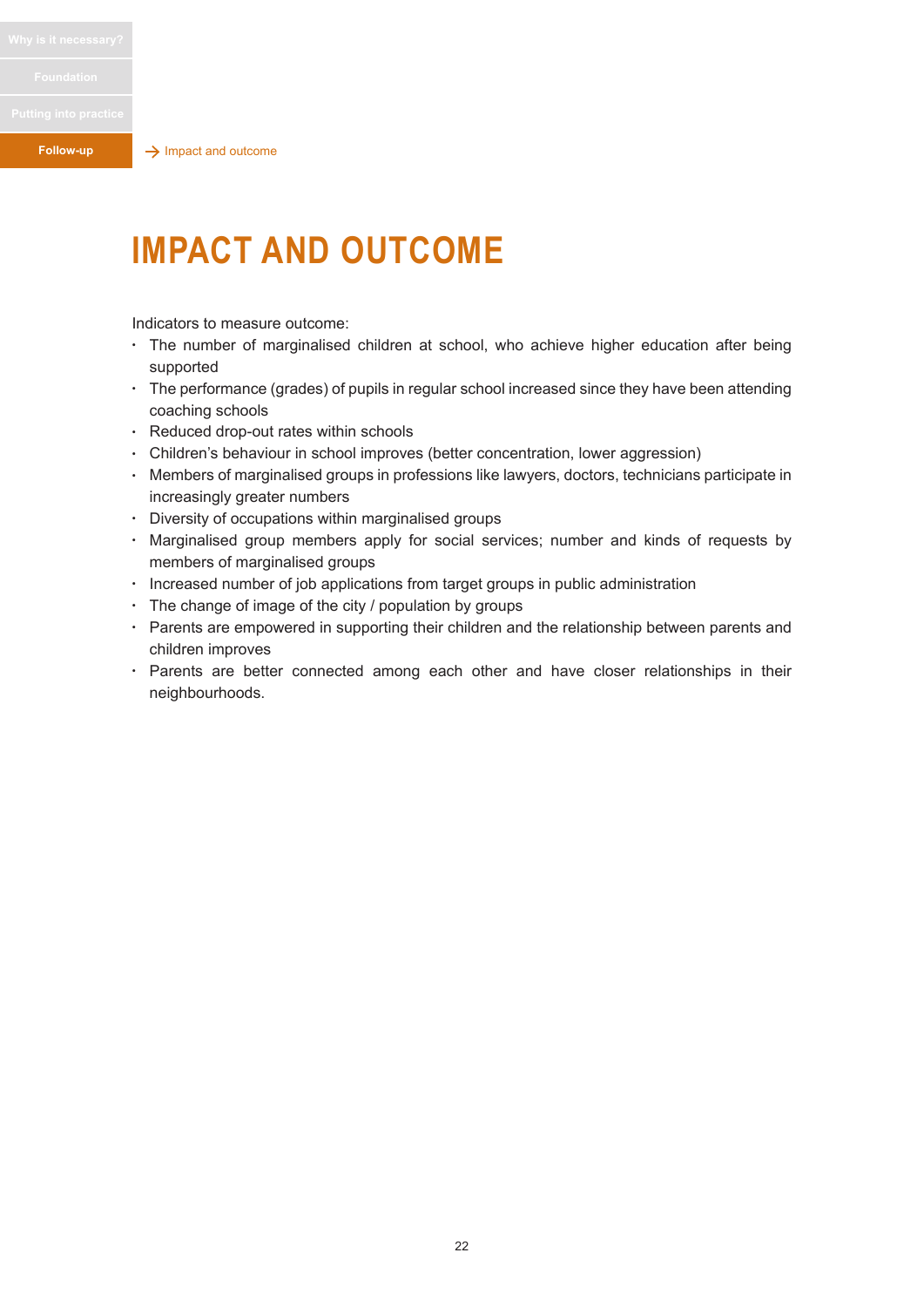# IMPACT AND OUTCOME

Indicators to measure outcome:

- The number of marginalised children at school, who achieve higher education after being supported
- The performance (grades) of pupils in regular school increased since they have been attending coaching schools
- Reduced drop-out rates within schools
- Children's behaviour in school improves (better concentration, lower aggression)
- Members of marginalised groups in professions like lawyers, doctors, technicians participate in increasingly greater numbers
- Diversity of occupations within marginalised groups
- Marginalised group members apply for social services; number and kinds of requests by members of marginalised groups
- Increased number of job applications from target groups in public administration
- The change of image of the city / population by groups
- Parents are empowered in supporting their children and the relationship between parents and children improves
- Parents are better connected among each other and have closer relationships in their neighbourhoods.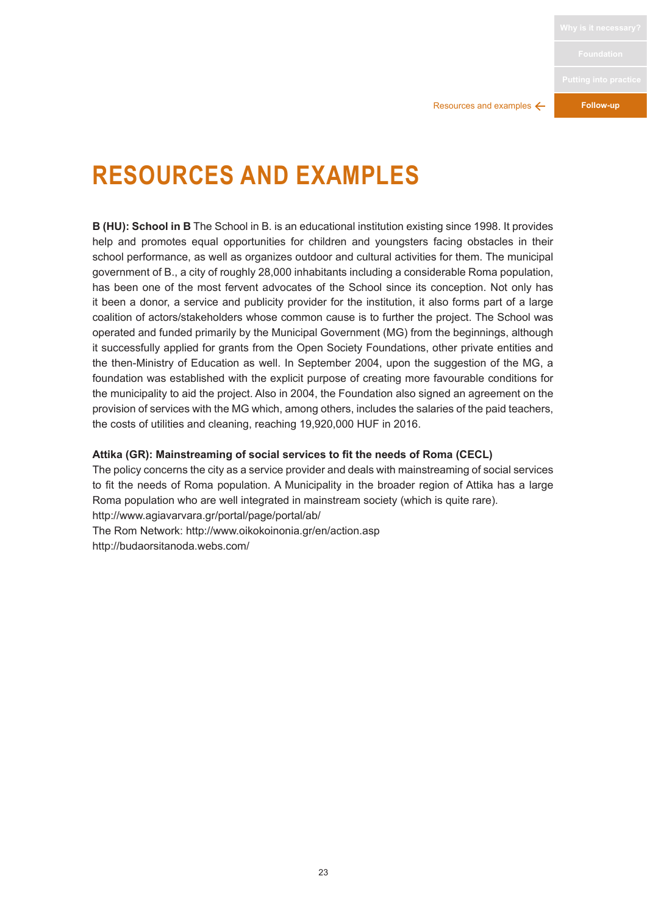# RESOURCES AND EXAMPLES

**B (HU): School in B** The School in B. is an educational institution existing since 1998. It provides help and promotes equal opportunities for children and youngsters facing obstacles in their school performance, as well as organizes outdoor and cultural activities for them. The municipal government of B., a city of roughly 28,000 inhabitants including a considerable Roma population, has been one of the most fervent advocates of the School since its conception. Not only has it been a donor, a service and publicity provider for the institution, it also forms part of a large coalition of actors/stakeholders whose common cause is to further the project. The School was operated and funded primarily by the Municipal Government (MG) from the beginnings, although it successfully applied for grants from the Open Society Foundations, other private entities and the then-Ministry of Education as well. In September 2004, upon the suggestion of the MG, a foundation was established with the explicit purpose of creating more favourable conditions for the municipality to aid the project. Also in 2004, the Foundation also signed an agreement on the provision of services with the MG which, among others, includes the salaries of the paid teachers, the costs of utilities and cleaning, reaching 19,920,000 HUF in 2016.

**Attika (GR): Mainstreaming of social services to fit the needs of Roma (CECL)**

The policy concerns the city as a service provider and deals with mainstreaming of social services to fit the needs of Roma population. A Municipality in the broader region of Attika has a large Roma population who are well integrated in mainstream society (which is quite rare).

http://www.agiavarvara.gr/portal/page/portal/ab/

The Rom Network: http://www.oikokoinonia.gr/en/action.asp

http://budaorsitanoda.webs.com/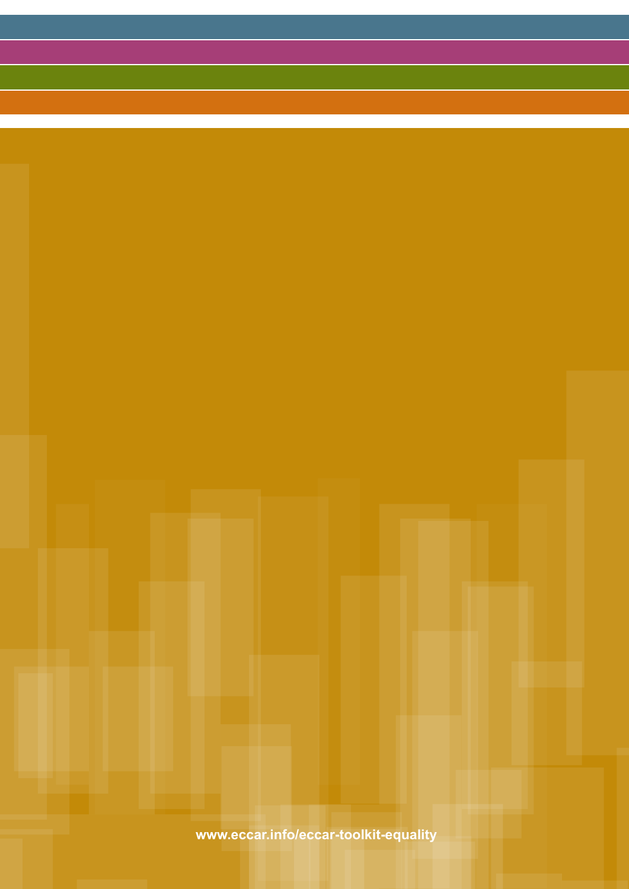www.eccar.info/eccar-toolkit-equality